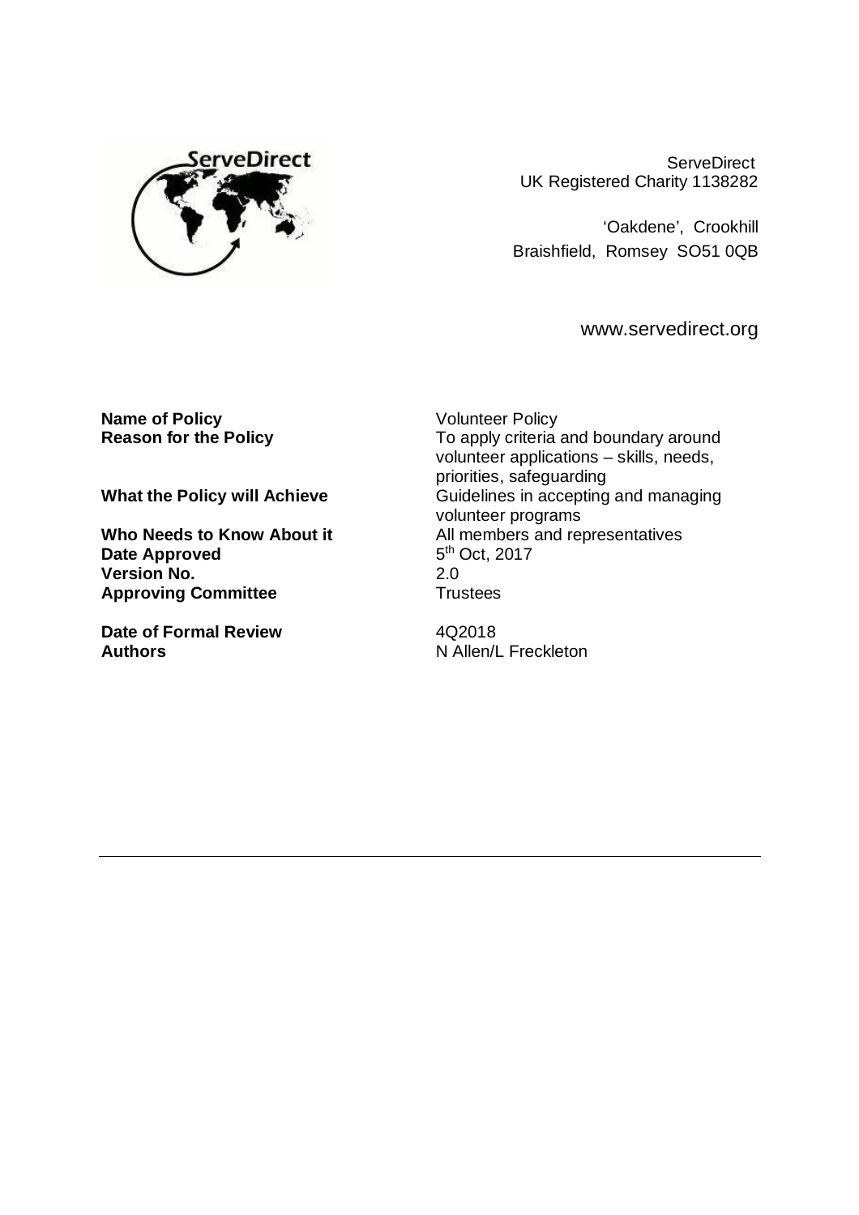ServeDirect
UK Registered Charity 1138282

'Oakdene', Crookhill
Braishfield, Romsey SO51 0QB

www.servedirect.org

| | |
|---|---|
| **Name of Policy** | Volunteer Policy |
| **Reason for the Policy** | To apply criteria and boundary around volunteer applications – skills, needs, priorities, safeguarding |
| **What the Policy will Achieve** | Guidelines in accepting and managing volunteer programs |
| **Who Needs to Know About it** | All members and representatives |
| **Date Approved** | 5th Oct, 2017 |
| **Version No.** | 2.0 |
| **Approving Committee** | Trustees |
| **Date of Formal Review** | 4Q2018 |
| **Authors** | N Allen/L Freckleton |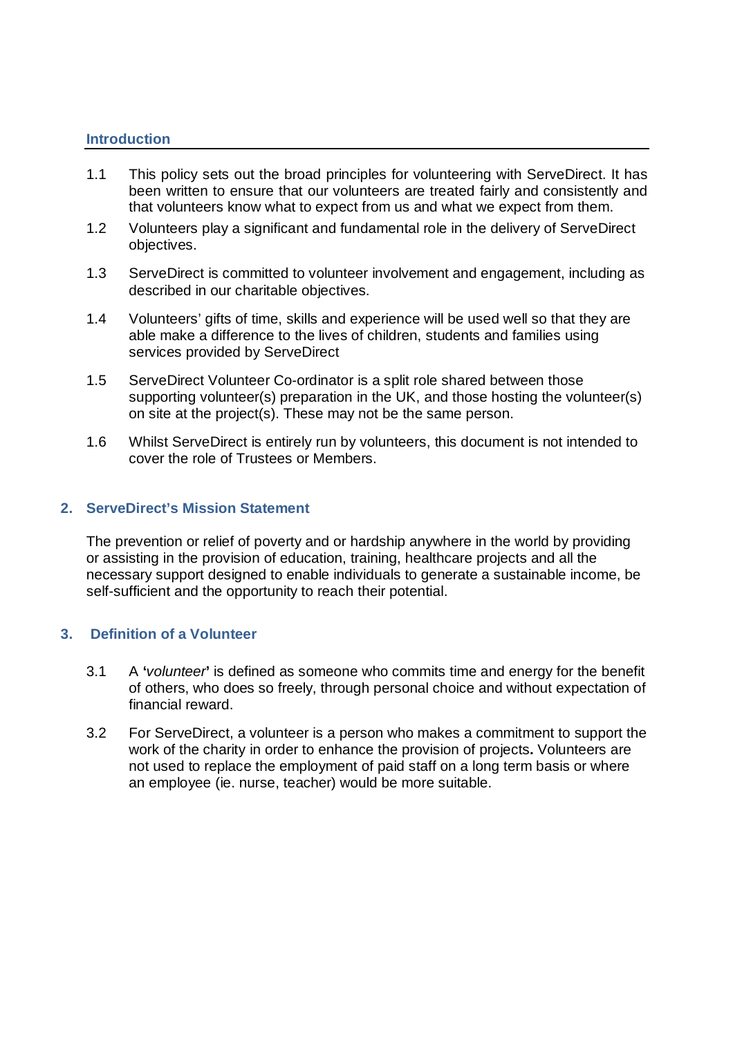## Introduction

1.1 This policy sets out the broad principles for volunteering with ServeDirect. It has been written to ensure that our volunteers are treated fairly and consistently and that volunteers know what to expect from us and what we expect from them.

1.2 Volunteers play a significant and fundamental role in the delivery of ServeDirect objectives.

1.3 ServeDirect is committed to volunteer involvement and engagement, including as described in our charitable objectives.

1.4 Volunteers' gifts of time, skills and experience will be used well so that they are able make a difference to the lives of children, students and families using services provided by ServeDirect

1.5 ServeDirect Volunteer Co-ordinator is a split role shared between those supporting volunteer(s) preparation in the UK, and those hosting the volunteer(s) on site at the project(s). These may not be the same person.

1.6 Whilst ServeDirect is entirely run by volunteers, this document is not intended to cover the role of Trustees or Members.

## 2. ServeDirect's Mission Statement

The prevention or relief of poverty and or hardship anywhere in the world by providing or assisting in the provision of education, training, healthcare projects and all the necessary support designed to enable individuals to generate a sustainable income, be self-sufficient and the opportunity to reach their potential.

## 3. Definition of a Volunteer

3.1 A **'***volunteer***'** is defined as someone who commits time and energy for the benefit of others, who does so freely, through personal choice and without expectation of financial reward.

3.2 For ServeDirect, a volunteer is a person who makes a commitment to support the work of the charity in order to enhance the provision of projects**.** Volunteers are not used to replace the employment of paid staff on a long term basis or where an employee (ie. nurse, teacher) would be more suitable.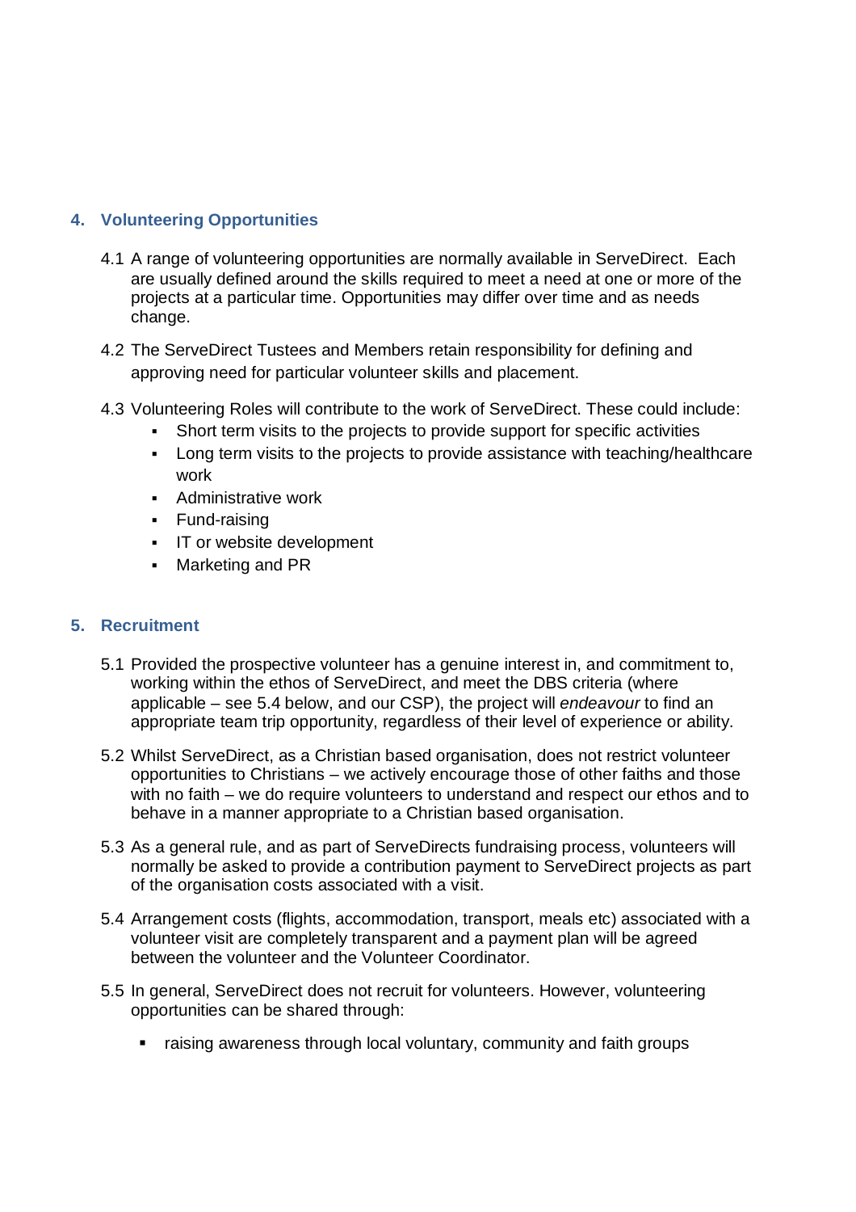## 4. Volunteering Opportunities

4.1 A range of volunteering opportunities are normally available in ServeDirect. Each are usually defined around the skills required to meet a need at one or more of the projects at a particular time. Opportunities may differ over time and as needs change.

4.2 The ServeDirect Tustees and Members retain responsibility for defining and approving need for particular volunteer skills and placement.

4.3 Volunteering Roles will contribute to the work of ServeDirect. These could include:

- Short term visits to the projects to provide support for specific activities
- Long term visits to the projects to provide assistance with teaching/healthcare work
- Administrative work
- Fund-raising
- IT or website development
- Marketing and PR

## 5. Recruitment

5.1 Provided the prospective volunteer has a genuine interest in, and commitment to, working within the ethos of ServeDirect, and meet the DBS criteria (where applicable – see 5.4 below, and our CSP), the project will *endeavour* to find an appropriate team trip opportunity, regardless of their level of experience or ability.

5.2 Whilst ServeDirect, as a Christian based organisation, does not restrict volunteer opportunities to Christians – we actively encourage those of other faiths and those with no faith – we do require volunteers to understand and respect our ethos and to behave in a manner appropriate to a Christian based organisation.

5.3 As a general rule, and as part of ServeDirects fundraising process, volunteers will normally be asked to provide a contribution payment to ServeDirect projects as part of the organisation costs associated with a visit.

5.4 Arrangement costs (flights, accommodation, transport, meals etc) associated with a volunteer visit are completely transparent and a payment plan will be agreed between the volunteer and the Volunteer Coordinator.

5.5 In general, ServeDirect does not recruit for volunteers. However, volunteering opportunities can be shared through:

- raising awareness through local voluntary, community and faith groups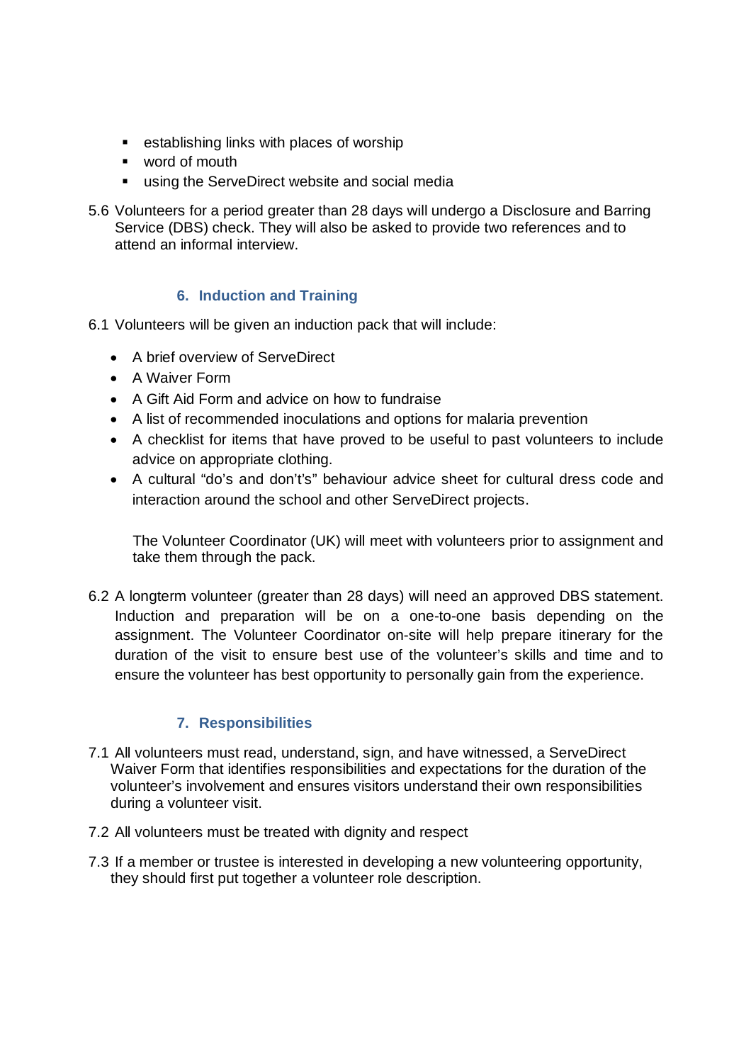- establishing links with places of worship
- word of mouth
- using the ServeDirect website and social media

5.6 Volunteers for a period greater than 28 days will undergo a Disclosure and Barring Service (DBS) check. They will also be asked to provide two references and to attend an informal interview.

## 6. Induction and Training

6.1 Volunteers will be given an induction pack that will include:

- A brief overview of ServeDirect
- A Waiver Form
- A Gift Aid Form and advice on how to fundraise
- A list of recommended inoculations and options for malaria prevention
- A checklist for items that have proved to be useful to past volunteers to include advice on appropriate clothing.
- A cultural "do's and don't's" behaviour advice sheet for cultural dress code and interaction around the school and other ServeDirect projects.

The Volunteer Coordinator (UK) will meet with volunteers prior to assignment and take them through the pack.

6.2 A longterm volunteer (greater than 28 days) will need an approved DBS statement. Induction and preparation will be on a one-to-one basis depending on the assignment. The Volunteer Coordinator on-site will help prepare itinerary for the duration of the visit to ensure best use of the volunteer's skills and time and to ensure the volunteer has best opportunity to personally gain from the experience.

## 7. Responsibilities

7.1 All volunteers must read, understand, sign, and have witnessed, a ServeDirect Waiver Form that identifies responsibilities and expectations for the duration of the volunteer's involvement and ensures visitors understand their own responsibilities during a volunteer visit.

7.2 All volunteers must be treated with dignity and respect

7.3 If a member or trustee is interested in developing a new volunteering opportunity, they should first put together a volunteer role description.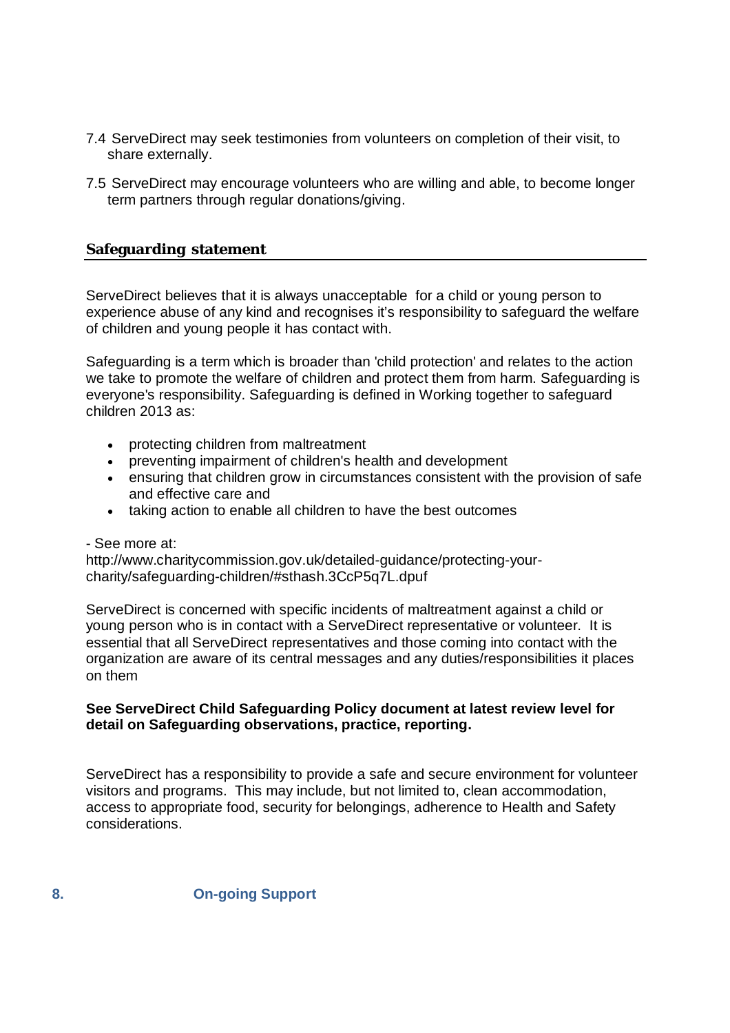7.4 ServeDirect may seek testimonies from volunteers on completion of their visit, to share externally.

7.5 ServeDirect may encourage volunteers who are willing and able, to become longer term partners through regular donations/giving.

## Safeguarding statement

ServeDirect believes that it is always unacceptable for a child or young person to experience abuse of any kind and recognises it's responsibility to safeguard the welfare of children and young people it has contact with.

Safeguarding is a term which is broader than 'child protection' and relates to the action we take to promote the welfare of children and protect them from harm. Safeguarding is everyone's responsibility. Safeguarding is defined in Working together to safeguard children 2013 as:

- protecting children from maltreatment
- preventing impairment of children's health and development
- ensuring that children grow in circumstances consistent with the provision of safe and effective care and
- taking action to enable all children to have the best outcomes

- See more at:
http://www.charitycommission.gov.uk/detailed-guidance/protecting-your-charity/safeguarding-children/#sthash.3CcP5q7L.dpuf

ServeDirect is concerned with specific incidents of maltreatment against a child or young person who is in contact with a ServeDirect representative or volunteer. It is essential that all ServeDirect representatives and those coming into contact with the organization are aware of its central messages and any duties/responsibilities it places on them

**See ServeDirect Child Safeguarding Policy document at latest review level for detail on Safeguarding observations, practice, reporting.**

ServeDirect has a responsibility to provide a safe and secure environment for volunteer visitors and programs. This may include, but not limited to, clean accommodation, access to appropriate food, security for belongings, adherence to Health and Safety considerations.

## 8. On-going Support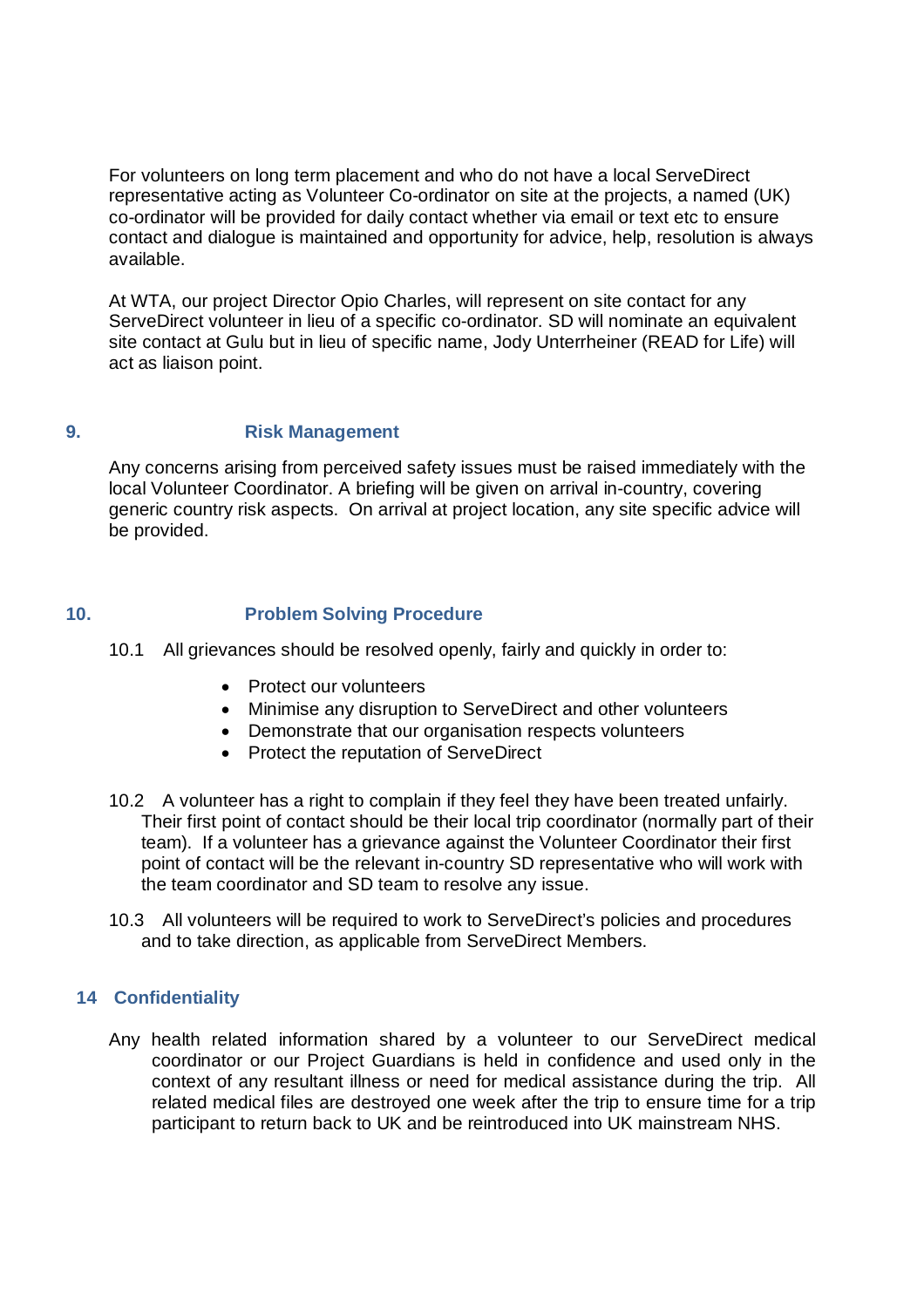For volunteers on long term placement and who do not have a local ServeDirect representative acting as Volunteer Co-ordinator on site at the projects, a named (UK) co-ordinator will be provided for daily contact whether via email or text etc to ensure contact and dialogue is maintained and opportunity for advice, help, resolution is always available.

At WTA, our project Director Opio Charles, will represent on site contact for any ServeDirect volunteer in lieu of a specific co-ordinator. SD will nominate an equivalent site contact at Gulu but in lieu of specific name, Jody Unterrheiner (READ for Life) will act as liaison point.

## 9. Risk Management

Any concerns arising from perceived safety issues must be raised immediately with the local Volunteer Coordinator. A briefing will be given on arrival in-country, covering generic country risk aspects. On arrival at project location, any site specific advice will be provided.

## 10. Problem Solving Procedure

10.1 All grievances should be resolved openly, fairly and quickly in order to:

- Protect our volunteers
- Minimise any disruption to ServeDirect and other volunteers
- Demonstrate that our organisation respects volunteers
- Protect the reputation of ServeDirect

10.2 A volunteer has a right to complain if they feel they have been treated unfairly. Their first point of contact should be their local trip coordinator (normally part of their team). If a volunteer has a grievance against the Volunteer Coordinator their first point of contact will be the relevant in-country SD representative who will work with the team coordinator and SD team to resolve any issue.

10.3 All volunteers will be required to work to ServeDirect's policies and procedures and to take direction, as applicable from ServeDirect Members.

## 14 Confidentiality

Any health related information shared by a volunteer to our ServeDirect medical coordinator or our Project Guardians is held in confidence and used only in the context of any resultant illness or need for medical assistance during the trip. All related medical files are destroyed one week after the trip to ensure time for a trip participant to return back to UK and be reintroduced into UK mainstream NHS.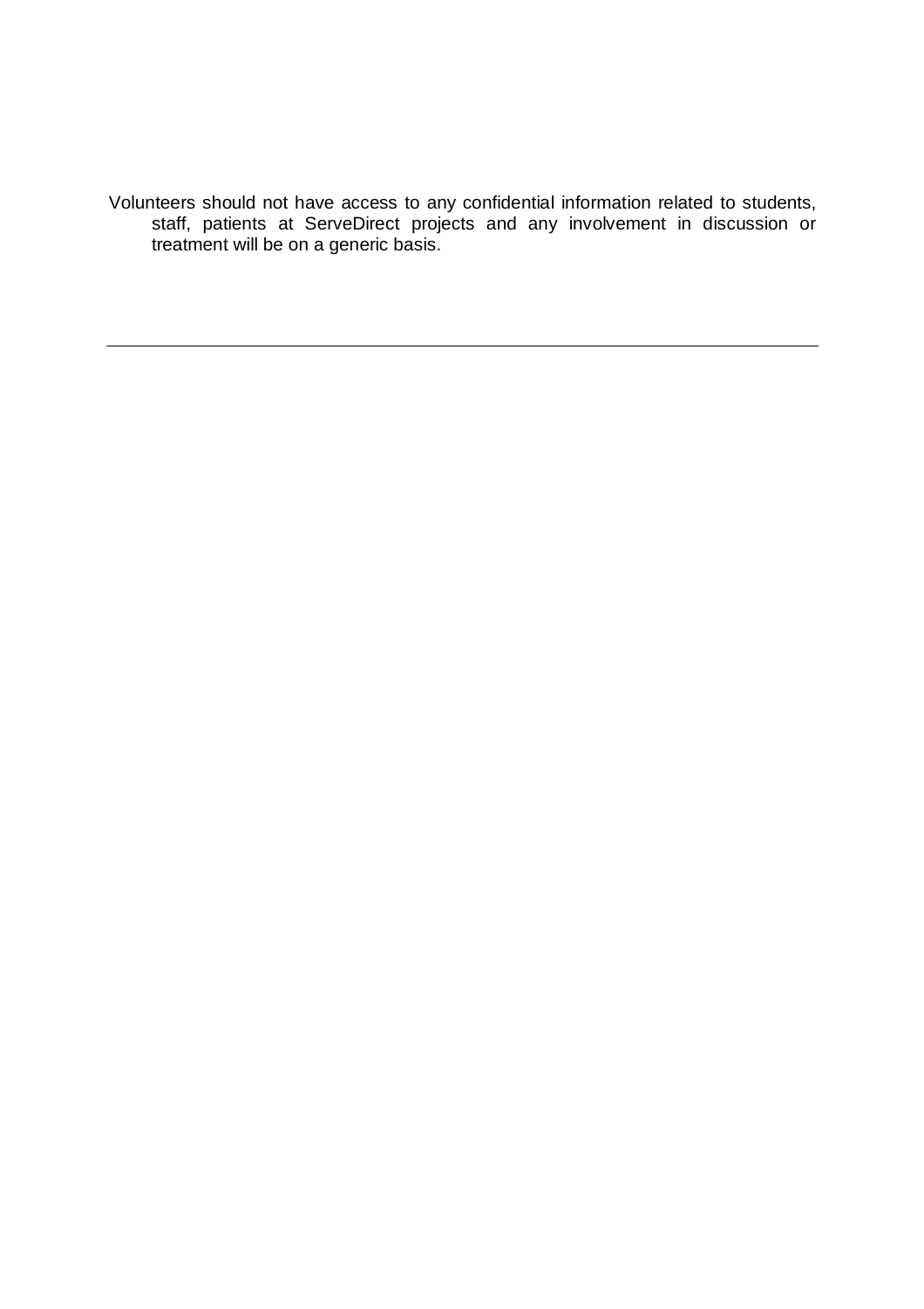Volunteers should not have access to any confidential information related to students, staff, patients at ServeDirect projects and any involvement in discussion or treatment will be on a generic basis.

---